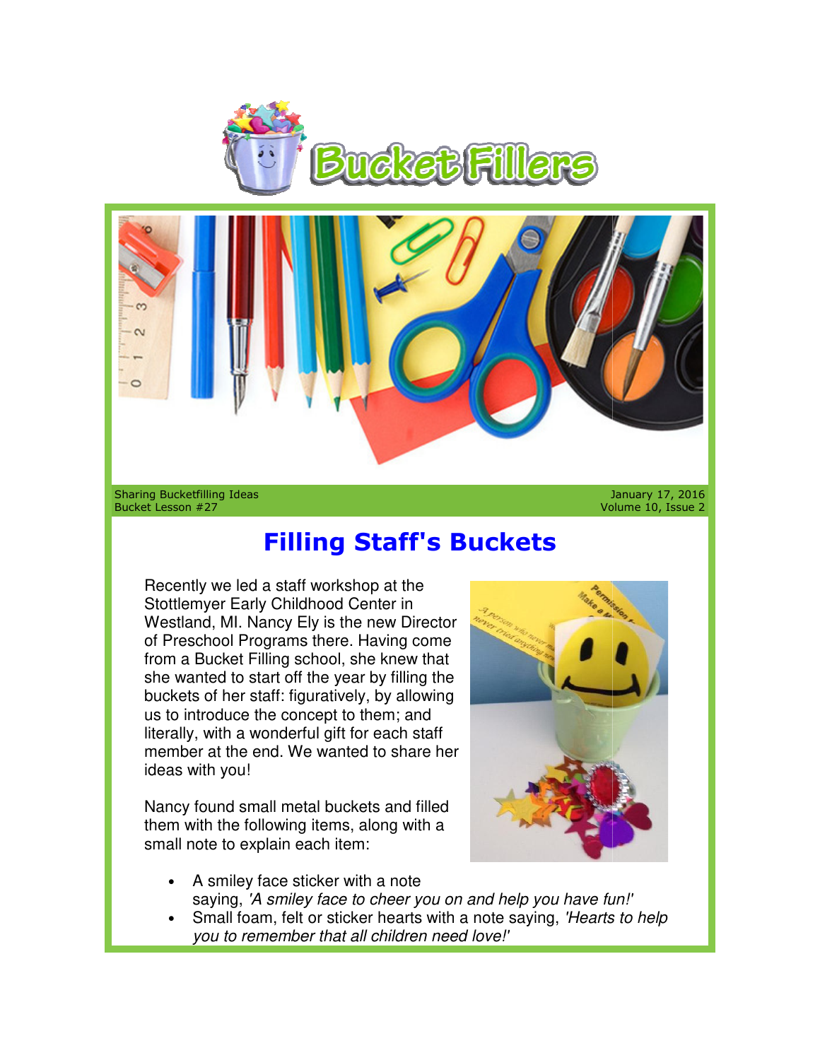# Bucket Fillers

Sharing Bucketfilling Ideas
Bucket Lesson #27

January 17, 2016
Volume 10, Issue 2

## Filling Staff's Buckets

Recently we led a staff workshop at the Stottlemyer Early Childhood Center in Westland, MI. Nancy Ely is the new Director of Preschool Programs there. Having come from a Bucket Filling school, she knew that she wanted to start off the year by filling the buckets of her staff: figuratively, by allowing us to introduce the concept to them; and literally, with a wonderful gift for each staff member at the end. We wanted to share her ideas with you!

Nancy found small metal buckets and filled them with the following items, along with a small note to explain each item:

- A smiley face sticker with a note saying, *'A smiley face to cheer you on and help you have fun!'*
- Small foam, felt or sticker hearts with a note saying, *'Hearts to help you to remember that all children need love!'*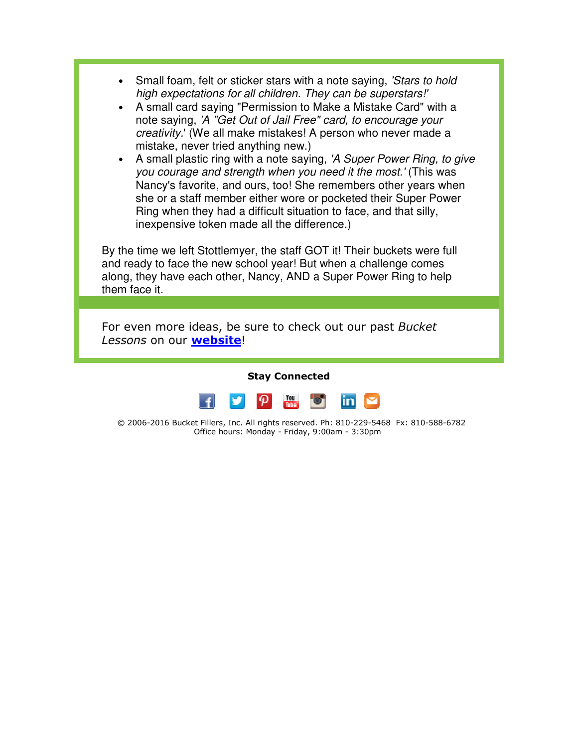- Small foam, felt or sticker stars with a note saying, *'Stars to hold high expectations for all children. They can be superstars!'*
- A small card saying "Permission to Make a Mistake Card" with a note saying, *'A "Get Out of Jail Free" card, to encourage your creativity.'* (We all make mistakes! A person who never made a mistake, never tried anything new.)
- A small plastic ring with a note saying, *'A Super Power Ring, to give you courage and strength when you need it the most.'* (This was Nancy's favorite, and ours, too! She remembers other years when she or a staff member either wore or pocketed their Super Power Ring when they had a difficult situation to face, and that silly, inexpensive token made all the difference.)

By the time we left Stottlemyer, the staff GOT it! Their buckets were full and ready to face the new school year! But when a challenge comes along, they have each other, Nancy, AND a Super Power Ring to help them face it.

For even more ideas, be sure to check out our past *Bucket Lessons* on our **website**!

**Stay Connected**

© 2006-2016 Bucket Fillers, Inc. All rights reserved. Ph: 810-229-5468 Fx: 810-588-6782
Office hours: Monday - Friday, 9:00am - 3:30pm